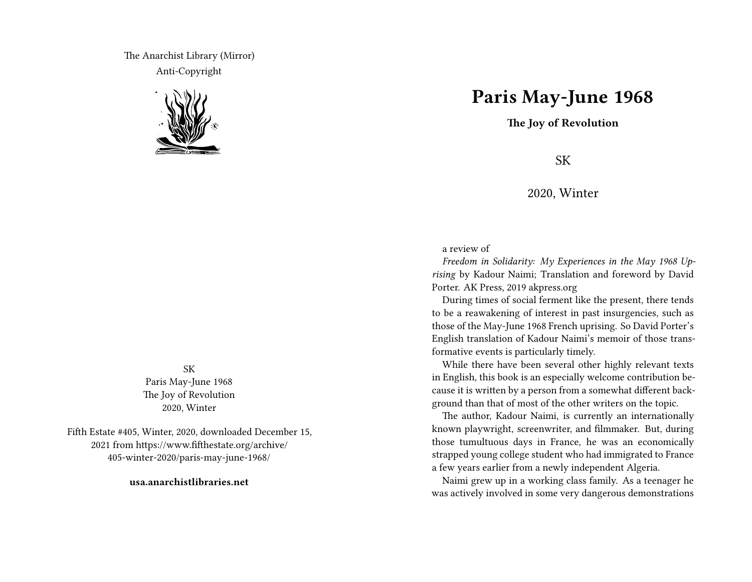The Anarchist Library (Mirror)

Anti-Copyright

SK
Paris May-June 1968
The Joy of Revolution
2020, Winter

Fifth Estate #405, Winter, 2020, downloaded December 15, 2021 from https://www.fifthestate.org/archive/405-winter-2020/paris-may-june-1968/

**usa.anarchistlibraries.net**

# Paris May-June 1968

**The Joy of Revolution**

SK

2020, Winter

a review of

*Freedom in Solidarity: My Experiences in the May 1968 Uprising* by Kadour Naimi; Translation and foreword by David Porter. AK Press, 2019 akpress.org

During times of social ferment like the present, there tends to be a reawakening of interest in past insurgencies, such as those of the May-June 1968 French uprising. So David Porter's English translation of Kadour Naimi's memoir of those transformative events is particularly timely.

While there have been several other highly relevant texts in English, this book is an especially welcome contribution because it is written by a person from a somewhat different background than that of most of the other writers on the topic.

The author, Kadour Naimi, is currently an internationally known playwright, screenwriter, and filmmaker. But, during those tumultuous days in France, he was an economically strapped young college student who had immigrated to France a few years earlier from a newly independent Algeria.

Naimi grew up in a working class family. As a teenager he was actively involved in some very dangerous demonstrations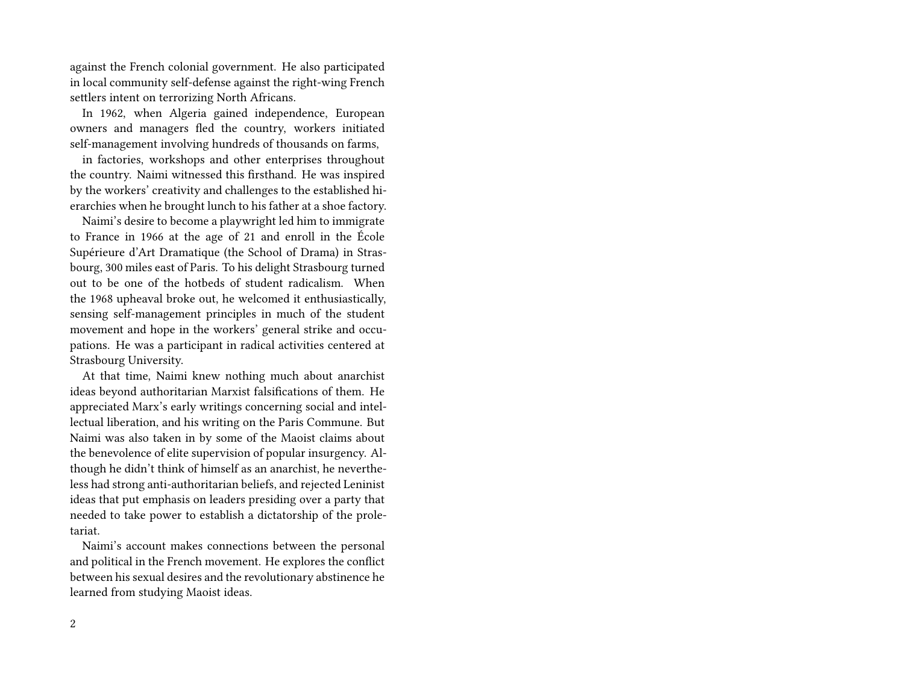against the French colonial government. He also participated in local community self-defense against the right-wing French settlers intent on terrorizing North Africans.

In 1962, when Algeria gained independence, European owners and managers fled the country, workers initiated self-management involving hundreds of thousands on farms, in factories, workshops and other enterprises throughout the country. Naimi witnessed this firsthand. He was inspired by the workers' creativity and challenges to the established hierarchies when he brought lunch to his father at a shoe factory.

Naimi's desire to become a playwright led him to immigrate to France in 1966 at the age of 21 and enroll in the École Supérieure d'Art Dramatique (the School of Drama) in Strasbourg, 300 miles east of Paris. To his delight Strasbourg turned out to be one of the hotbeds of student radicalism. When the 1968 upheaval broke out, he welcomed it enthusiastically, sensing self-management principles in much of the student movement and hope in the workers' general strike and occupations. He was a participant in radical activities centered at Strasbourg University.

At that time, Naimi knew nothing much about anarchist ideas beyond authoritarian Marxist falsifications of them. He appreciated Marx's early writings concerning social and intellectual liberation, and his writing on the Paris Commune. But Naimi was also taken in by some of the Maoist claims about the benevolence of elite supervision of popular insurgency. Although he didn't think of himself as an anarchist, he nevertheless had strong anti-authoritarian beliefs, and rejected Leninist ideas that put emphasis on leaders presiding over a party that needed to take power to establish a dictatorship of the proletariat.

Naimi's account makes connections between the personal and political in the French movement. He explores the conflict between his sexual desires and the revolutionary abstinence he learned from studying Maoist ideas.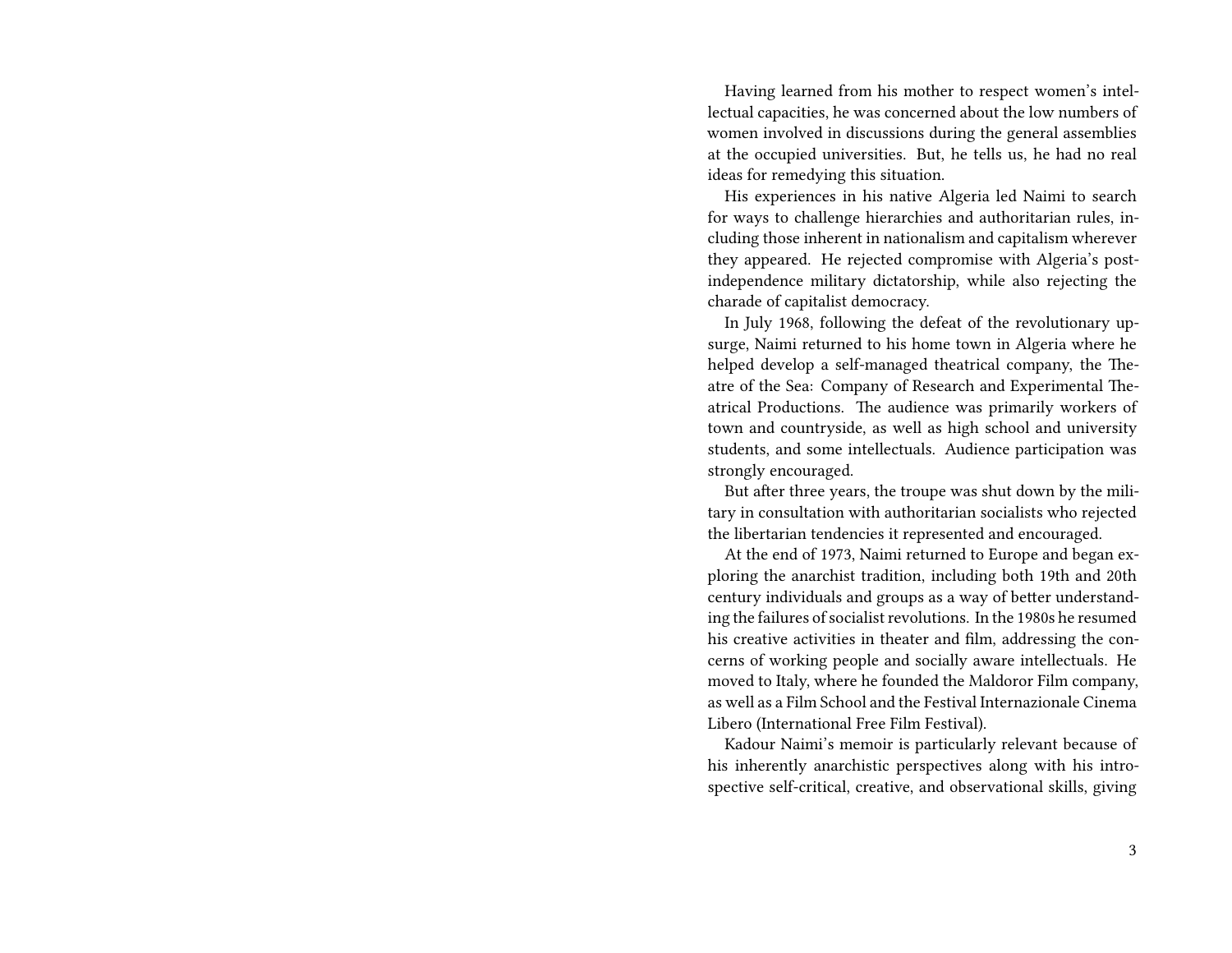Having learned from his mother to respect women's intellectual capacities, he was concerned about the low numbers of women involved in discussions during the general assemblies at the occupied universities. But, he tells us, he had no real ideas for remedying this situation.

His experiences in his native Algeria led Naimi to search for ways to challenge hierarchies and authoritarian rules, including those inherent in nationalism and capitalism wherever they appeared. He rejected compromise with Algeria's post-independence military dictatorship, while also rejecting the charade of capitalist democracy.

In July 1968, following the defeat of the revolutionary upsurge, Naimi returned to his home town in Algeria where he helped develop a self-managed theatrical company, the Theatre of the Sea: Company of Research and Experimental Theatrical Productions. The audience was primarily workers of town and countryside, as well as high school and university students, and some intellectuals. Audience participation was strongly encouraged.

But after three years, the troupe was shut down by the military in consultation with authoritarian socialists who rejected the libertarian tendencies it represented and encouraged.

At the end of 1973, Naimi returned to Europe and began exploring the anarchist tradition, including both 19th and 20th century individuals and groups as a way of better understanding the failures of socialist revolutions. In the 1980s he resumed his creative activities in theater and film, addressing the concerns of working people and socially aware intellectuals. He moved to Italy, where he founded the Maldoror Film company, as well as a Film School and the Festival Internazionale Cinema Libero (International Free Film Festival).

Kadour Naimi's memoir is particularly relevant because of his inherently anarchistic perspectives along with his introspective self-critical, creative, and observational skills, giving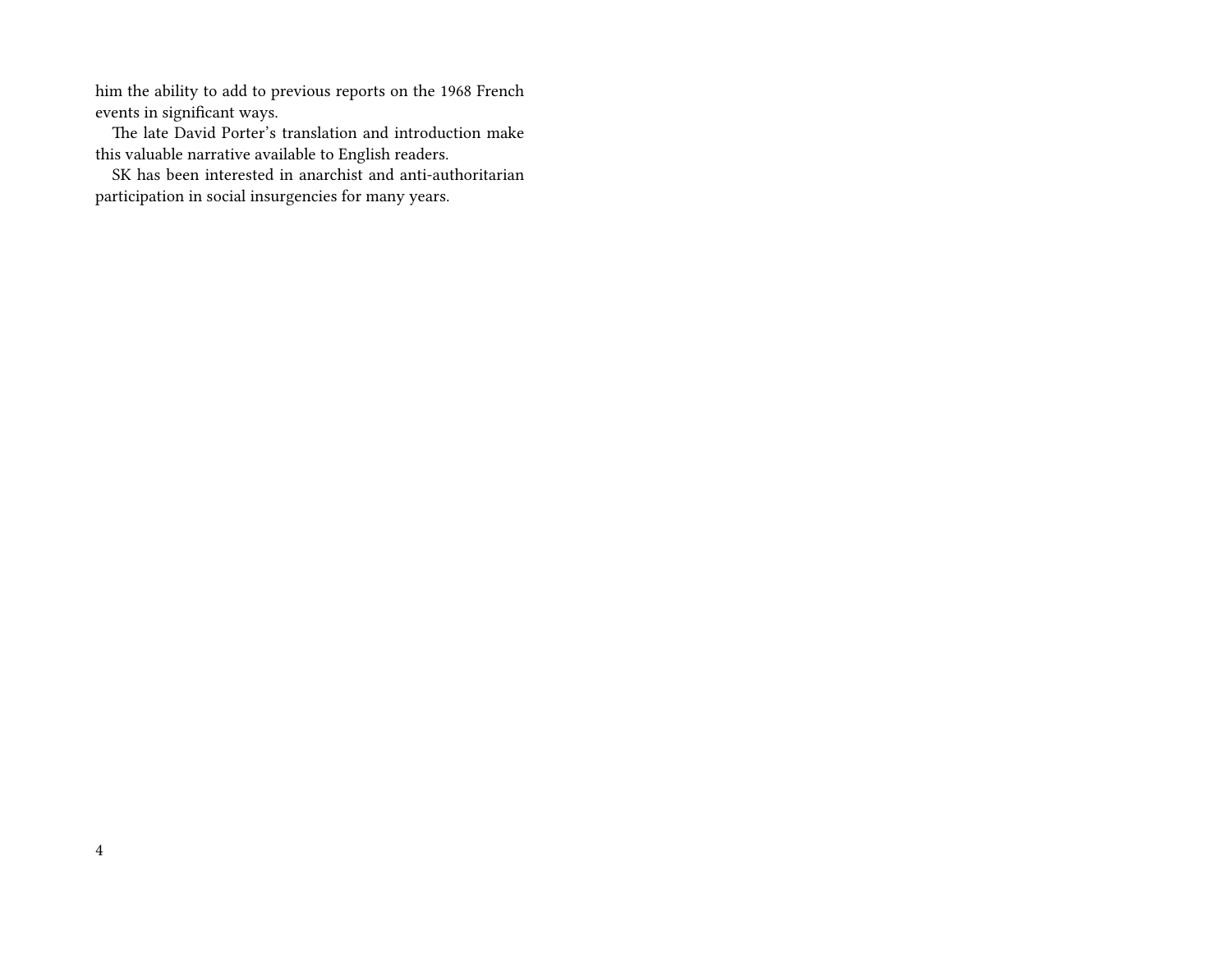him the ability to add to previous reports on the 1968 French events in significant ways.

The late David Porter's translation and introduction make this valuable narrative available to English readers.

SK has been interested in anarchist and anti-authoritarian participation in social insurgencies for many years.